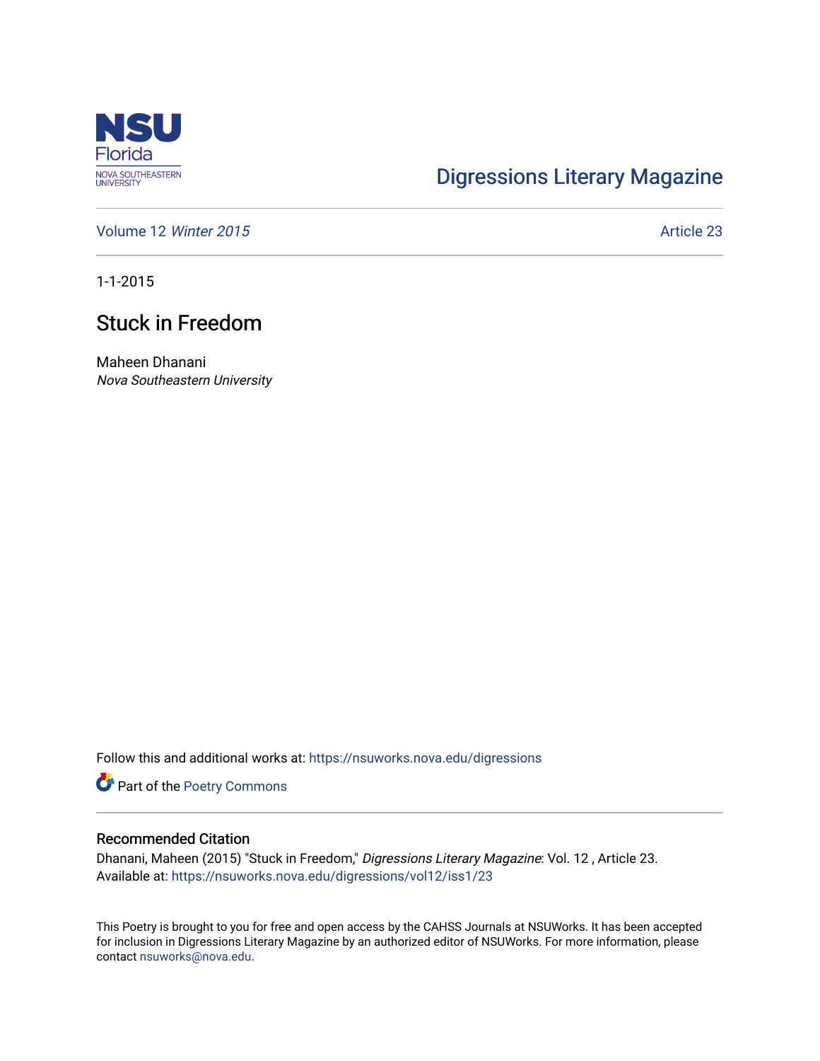NSU Florida
NOVA SOUTHEASTERN UNIVERSITY

# Digressions Literary Magazine

Volume 12 *Winter 2015* Article 23

1-1-2015

## Stuck in Freedom

Maheen Dhanani
*Nova Southeastern University*

Follow this and additional works at: https://nsuworks.nova.edu/digressions

Part of the Poetry Commons

### Recommended Citation

Dhanani, Maheen (2015) "Stuck in Freedom," *Digressions Literary Magazine*: Vol. 12 , Article 23.
Available at: https://nsuworks.nova.edu/digressions/vol12/iss1/23

This Poetry is brought to you for free and open access by the CAHSS Journals at NSUWorks. It has been accepted for inclusion in Digressions Literary Magazine by an authorized editor of NSUWorks. For more information, please contact nsuworks@nova.edu.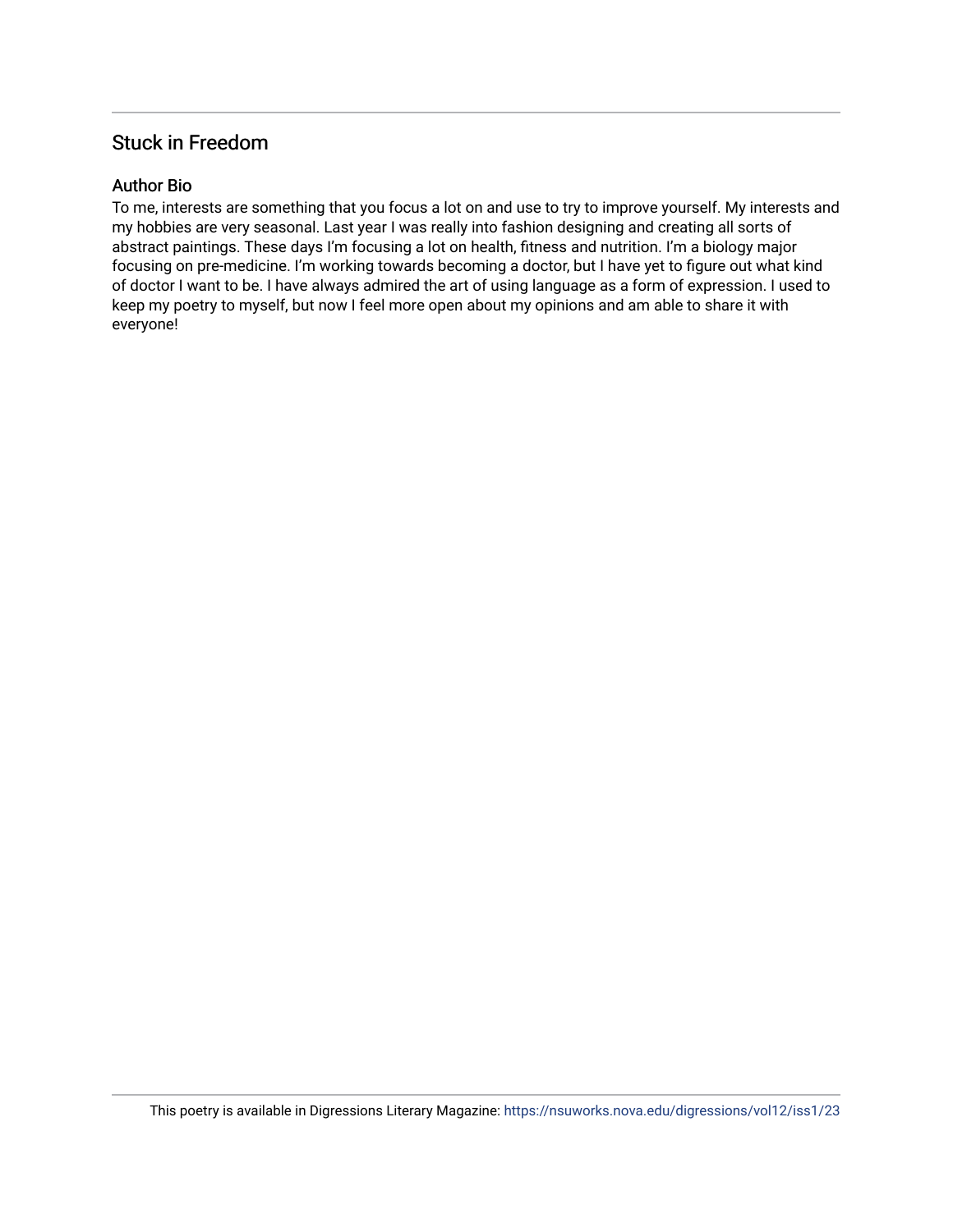## Stuck in Freedom

### Author Bio

To me, interests are something that you focus a lot on and use to try to improve yourself. My interests and my hobbies are very seasonal. Last year I was really into fashion designing and creating all sorts of abstract paintings. These days I'm focusing a lot on health, fitness and nutrition. I'm a biology major focusing on pre-medicine. I'm working towards becoming a doctor, but I have yet to figure out what kind of doctor I want to be. I have always admired the art of using language as a form of expression. I used to keep my poetry to myself, but now I feel more open about my opinions and am able to share it with everyone!

This poetry is available in Digressions Literary Magazine: https://nsuworks.nova.edu/digressions/vol12/iss1/23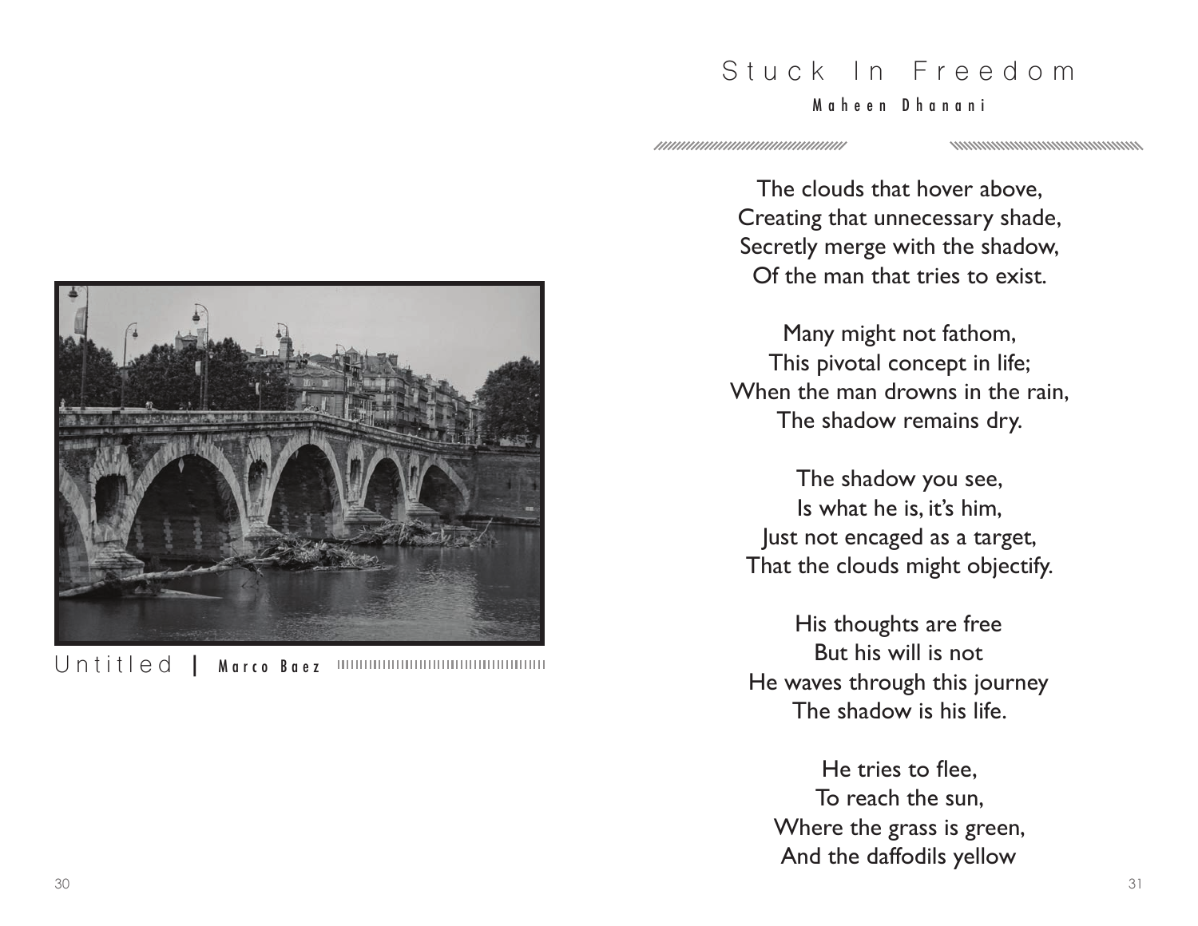Untitled | Marco Baez

# Stuck In Freedom

### Maheen Dhanani

The clouds that hover above,
Creating that unnecessary shade,
Secretly merge with the shadow,
Of the man that tries to exist.

Many might not fathom,
This pivotal concept in life;
When the man drowns in the rain,
The shadow remains dry.

The shadow you see,
Is what he is, it's him,
Just not encaged as a target,
That the clouds might objectify.

His thoughts are free
But his will is not
He waves through this journey
The shadow is his life.

He tries to flee,
To reach the sun,
Where the grass is green,
And the daffodils yellow